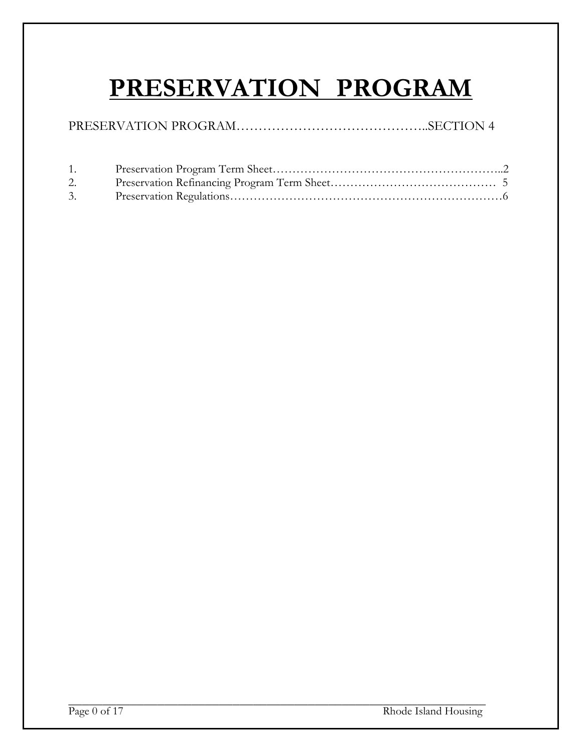# PRESERVATION PROGRAM

PRESERVATION PROGRAM……………………………………..SECTION 4

1. Preservation Program Term Sheet…………………………………………………..2
2. Preservation Refinancing Program Term Sheet…………………………………… 5
3. Preservation Regulations……………………………………………………………6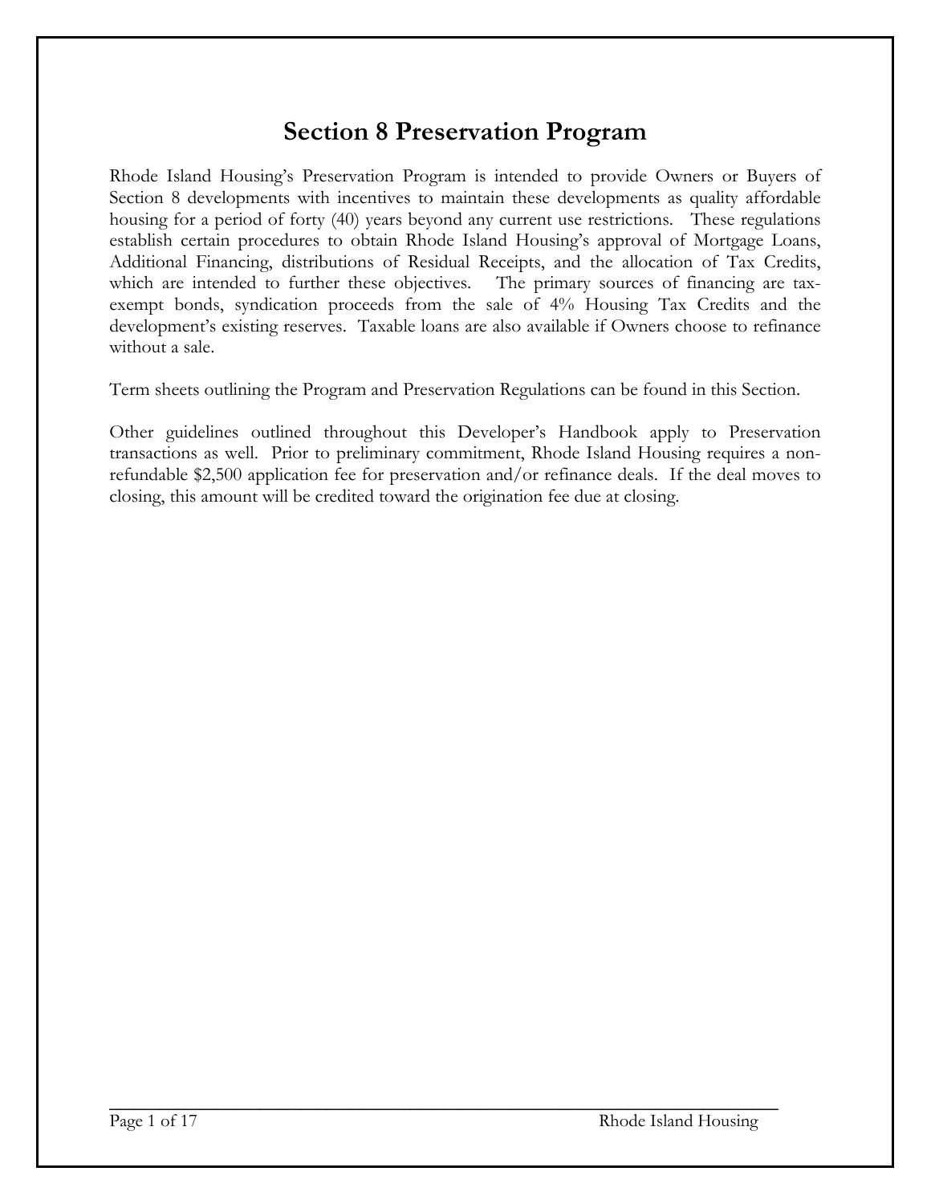# Section 8 Preservation Program

Rhode Island Housing's Preservation Program is intended to provide Owners or Buyers of Section 8 developments with incentives to maintain these developments as quality affordable housing for a period of forty (40) years beyond any current use restrictions. These regulations establish certain procedures to obtain Rhode Island Housing's approval of Mortgage Loans, Additional Financing, distributions of Residual Receipts, and the allocation of Tax Credits, which are intended to further these objectives. The primary sources of financing are tax-exempt bonds, syndication proceeds from the sale of 4% Housing Tax Credits and the development's existing reserves. Taxable loans are also available if Owners choose to refinance without a sale.

Term sheets outlining the Program and Preservation Regulations can be found in this Section.

Other guidelines outlined throughout this Developer's Handbook apply to Preservation transactions as well. Prior to preliminary commitment, Rhode Island Housing requires a non-refundable $2,500 application fee for preservation and/or refinance deals. If the deal moves to closing, this amount will be credited toward the origination fee due at closing.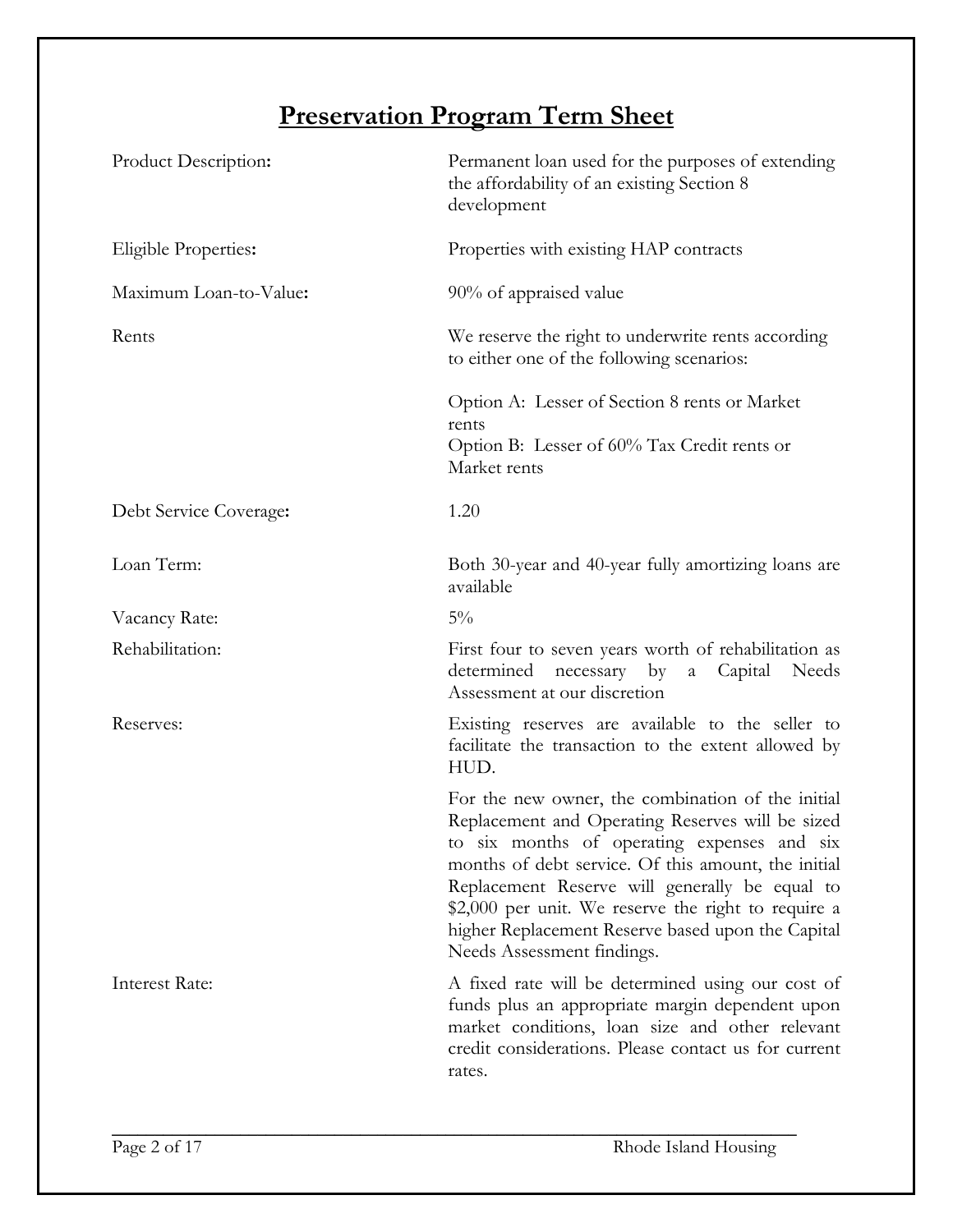# Preservation Program Term Sheet

| | |
|---|---|
| Product Description: | Permanent loan used for the purposes of extending the affordability of an existing Section 8 development |
| Eligible Properties: | Properties with existing HAP contracts |
| Maximum Loan-to-Value: | 90% of appraised value |
| Rents | We reserve the right to underwrite rents according to either one of the following scenarios:<br><br>Option A: Lesser of Section 8 rents or Market rents<br>Option B: Lesser of 60% Tax Credit rents or Market rents |
| Debt Service Coverage: | 1.20 |
| Loan Term: | Both 30-year and 40-year fully amortizing loans are available |
| Vacancy Rate: | 5% |
| Rehabilitation: | First four to seven years worth of rehabilitation as determined necessary by a Capital Needs Assessment at our discretion |
| Reserves: | Existing reserves are available to the seller to facilitate the transaction to the extent allowed by HUD.<br><br>For the new owner, the combination of the initial Replacement and Operating Reserves will be sized to six months of operating expenses and six months of debt service. Of this amount, the initial Replacement Reserve will generally be equal to $2,000 per unit. We reserve the right to require a higher Replacement Reserve based upon the Capital Needs Assessment findings. |
| Interest Rate: | A fixed rate will be determined using our cost of funds plus an appropriate margin dependent upon market conditions, loan size and other relevant credit considerations. Please contact us for current rates. |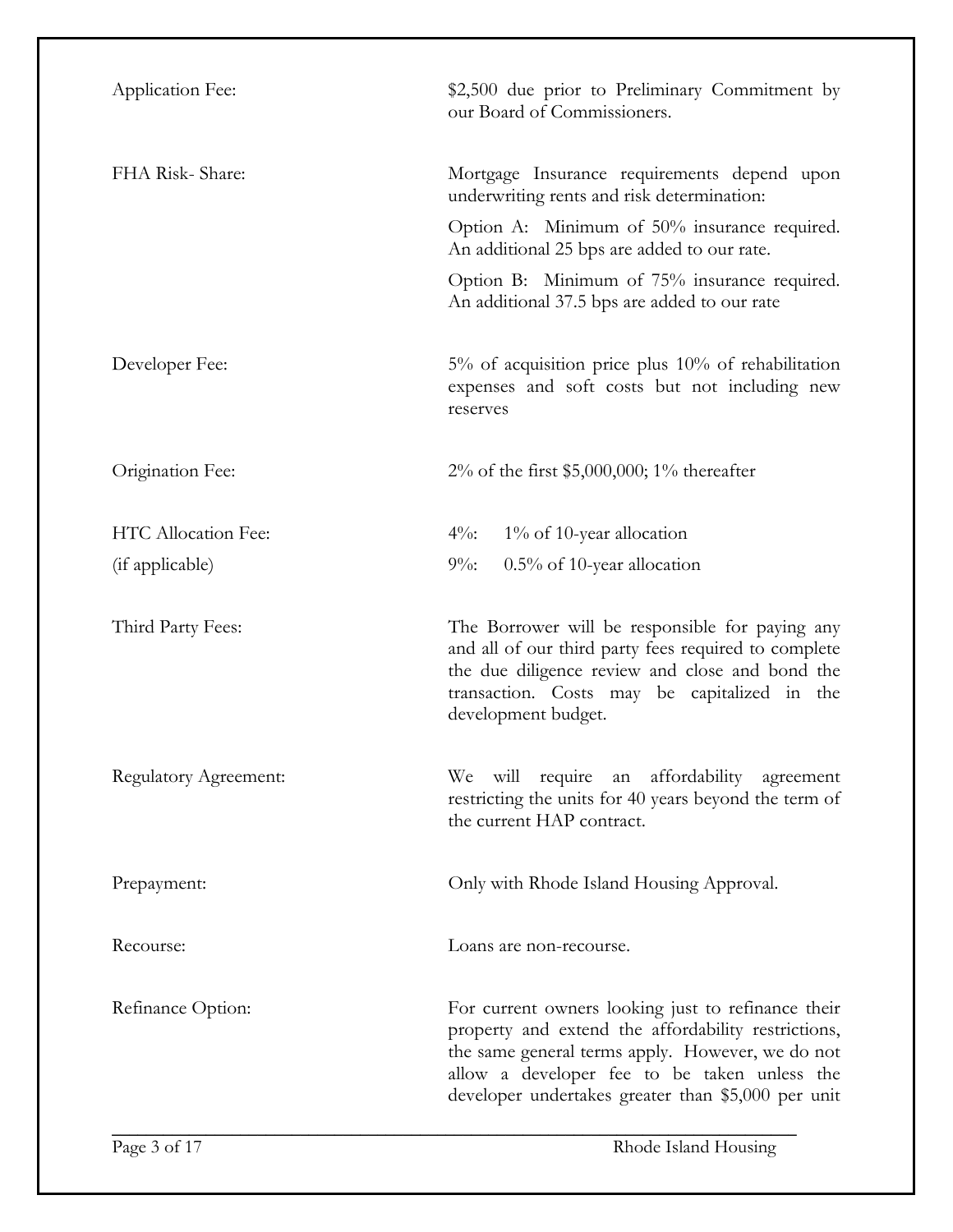| | |
|---|---|
| Application Fee: | \$2,500 due prior to Preliminary Commitment by our Board of Commissioners. |
| FHA Risk- Share: | Mortgage Insurance requirements depend upon underwriting rents and risk determination:<br>Option A: Minimum of 50% insurance required. An additional 25 bps are added to our rate.<br>Option B: Minimum of 75% insurance required. An additional 37.5 bps are added to our rate |
| Developer Fee: | 5% of acquisition price plus 10% of rehabilitation expenses and soft costs but not including new reserves |
| Origination Fee: | 2% of the first \$5,000,000; 1% thereafter |
| HTC Allocation Fee: (if applicable) | 4%: 1% of 10-year allocation<br>9%: 0.5% of 10-year allocation |
| Third Party Fees: | The Borrower will be responsible for paying any and all of our third party fees required to complete the due diligence review and close and bond the transaction. Costs may be capitalized in the development budget. |
| Regulatory Agreement: | We will require an affordability agreement restricting the units for 40 years beyond the term of the current HAP contract. |
| Prepayment: | Only with Rhode Island Housing Approval. |
| Recourse: | Loans are non-recourse. |
| Refinance Option: | For current owners looking just to refinance their property and extend the affordability restrictions, the same general terms apply. However, we do not allow a developer fee to be taken unless the developer undertakes greater than \$5,000 per unit |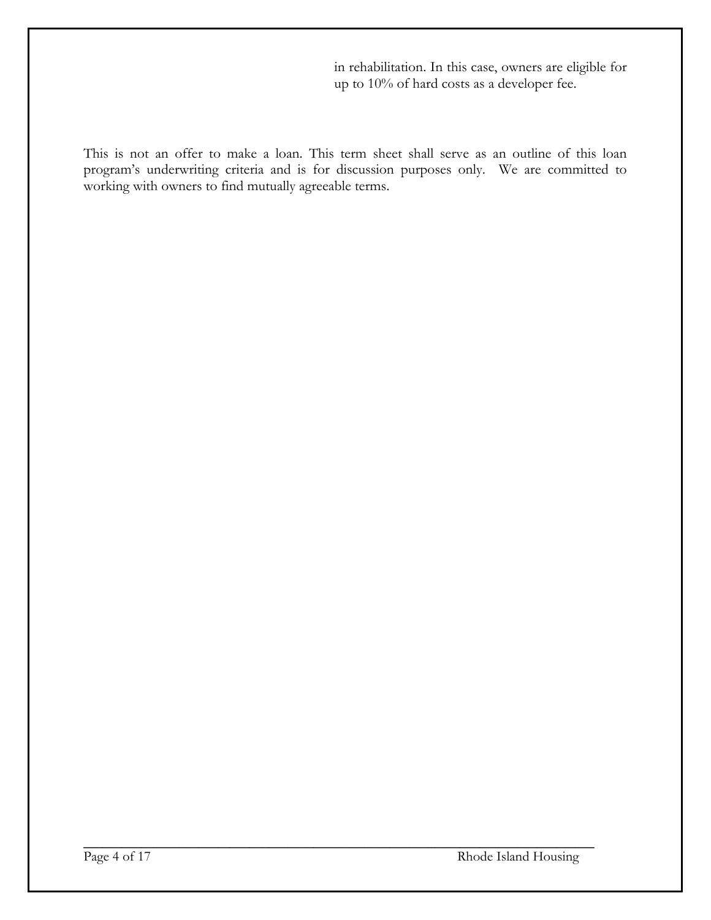in rehabilitation. In this case, owners are eligible for up to 10% of hard costs as a developer fee.

This is not an offer to make a loan. This term sheet shall serve as an outline of this loan program's underwriting criteria and is for discussion purposes only. We are committed to working with owners to find mutually agreeable terms.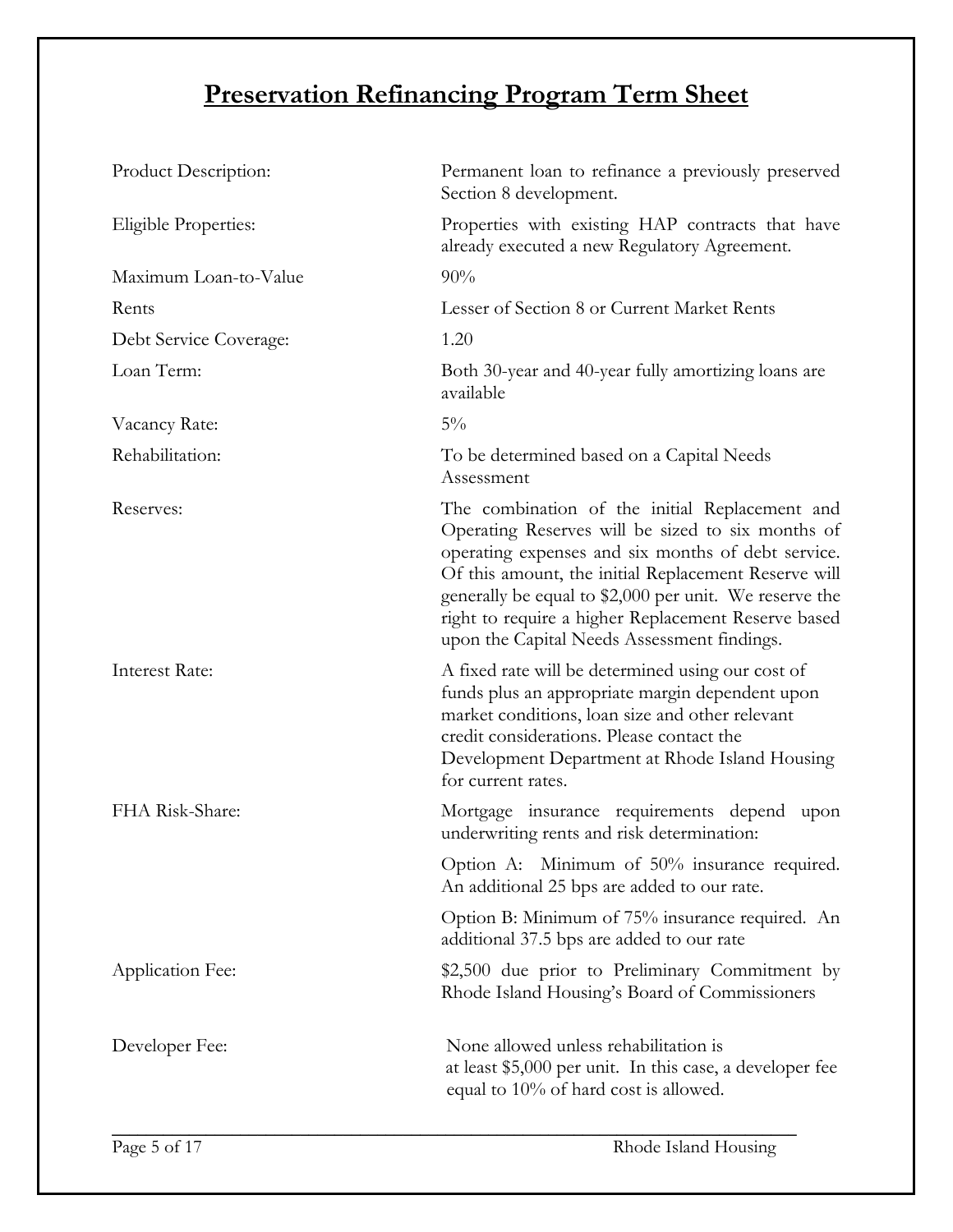# Preservation Refinancing Program Term Sheet

| | |
|---|---|
| Product Description: | Permanent loan to refinance a previously preserved Section 8 development. |
| Eligible Properties: | Properties with existing HAP contracts that have already executed a new Regulatory Agreement. |
| Maximum Loan-to-Value | 90% |
| Rents | Lesser of Section 8 or Current Market Rents |
| Debt Service Coverage: | 1.20 |
| Loan Term: | Both 30-year and 40-year fully amortizing loans are available |
| Vacancy Rate: | 5% |
| Rehabilitation: | To be determined based on a Capital Needs Assessment |
| Reserves: | The combination of the initial Replacement and Operating Reserves will be sized to six months of operating expenses and six months of debt service. Of this amount, the initial Replacement Reserve will generally be equal to $2,000 per unit. We reserve the right to require a higher Replacement Reserve based upon the Capital Needs Assessment findings. |
| Interest Rate: | A fixed rate will be determined using our cost of funds plus an appropriate margin dependent upon market conditions, loan size and other relevant credit considerations. Please contact the Development Department at Rhode Island Housing for current rates. |
| FHA Risk-Share: | Mortgage insurance requirements depend upon underwriting rents and risk determination:<br><br>Option A: Minimum of 50% insurance required. An additional 25 bps are added to our rate.<br><br>Option B: Minimum of 75% insurance required. An additional 37.5 bps are added to our rate |
| Application Fee: | $2,500 due prior to Preliminary Commitment by Rhode Island Housing's Board of Commissioners |
| Developer Fee: | None allowed unless rehabilitation is at least $5,000 per unit. In this case, a developer fee equal to 10% of hard cost is allowed. |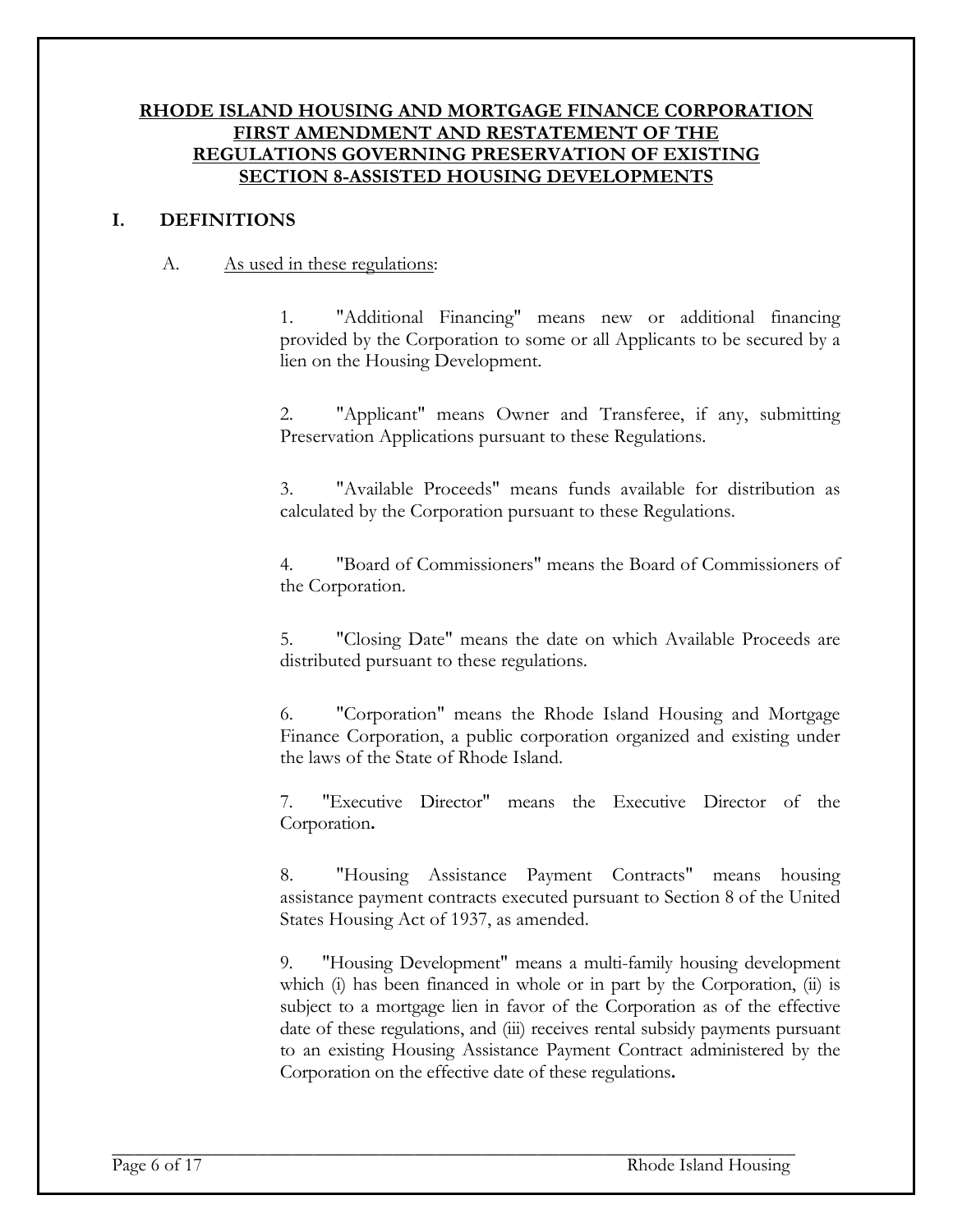**RHODE ISLAND HOUSING AND MORTGAGE FINANCE CORPORATION**
**FIRST AMENDMENT AND RESTATEMENT OF THE**
**REGULATIONS GOVERNING PRESERVATION OF EXISTING**
**SECTION 8-ASSISTED HOUSING DEVELOPMENTS**

## I. DEFINITIONS

A. As used in these regulations:

1. "Additional Financing" means new or additional financing provided by the Corporation to some or all Applicants to be secured by a lien on the Housing Development.

2. "Applicant" means Owner and Transferee, if any, submitting Preservation Applications pursuant to these Regulations.

3. "Available Proceeds" means funds available for distribution as calculated by the Corporation pursuant to these Regulations.

4. "Board of Commissioners" means the Board of Commissioners of the Corporation.

5. "Closing Date" means the date on which Available Proceeds are distributed pursuant to these regulations.

6. "Corporation" means the Rhode Island Housing and Mortgage Finance Corporation, a public corporation organized and existing under the laws of the State of Rhode Island.

7. "Executive Director" means the Executive Director of the Corporation.

8. "Housing Assistance Payment Contracts" means housing assistance payment contracts executed pursuant to Section 8 of the United States Housing Act of 1937, as amended.

9. "Housing Development" means a multi-family housing development which (i) has been financed in whole or in part by the Corporation, (ii) is subject to a mortgage lien in favor of the Corporation as of the effective date of these regulations, and (iii) receives rental subsidy payments pursuant to an existing Housing Assistance Payment Contract administered by the Corporation on the effective date of these regulations.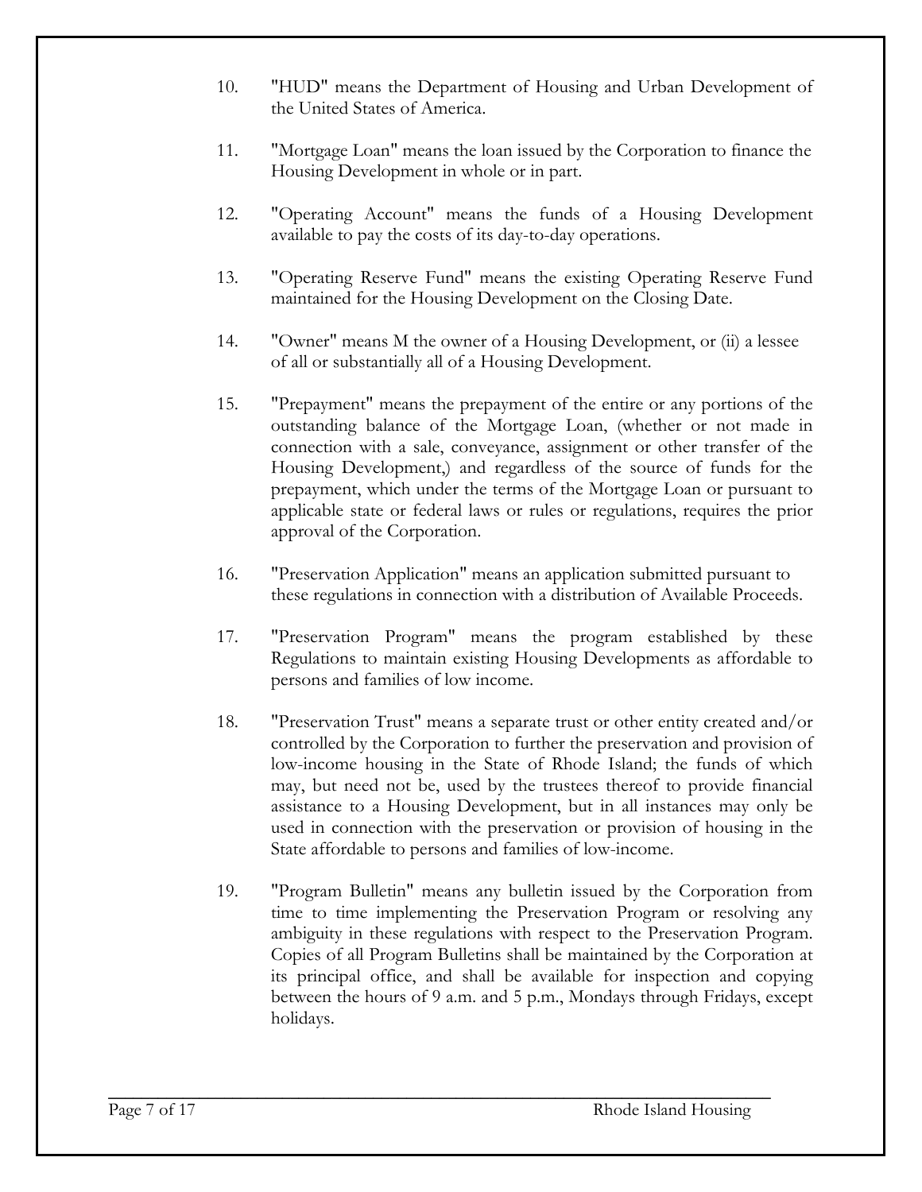10. "HUD" means the Department of Housing and Urban Development of the United States of America.

11. "Mortgage Loan" means the loan issued by the Corporation to finance the Housing Development in whole or in part.

12. "Operating Account" means the funds of a Housing Development available to pay the costs of its day-to-day operations.

13. "Operating Reserve Fund" means the existing Operating Reserve Fund maintained for the Housing Development on the Closing Date.

14. "Owner" means M the owner of a Housing Development, or (ii) a lessee of all or substantially all of a Housing Development.

15. "Prepayment" means the prepayment of the entire or any portions of the outstanding balance of the Mortgage Loan, (whether or not made in connection with a sale, conveyance, assignment or other transfer of the Housing Development,) and regardless of the source of funds for the prepayment, which under the terms of the Mortgage Loan or pursuant to applicable state or federal laws or rules or regulations, requires the prior approval of the Corporation.

16. "Preservation Application" means an application submitted pursuant to these regulations in connection with a distribution of Available Proceeds.

17. "Preservation Program" means the program established by these Regulations to maintain existing Housing Developments as affordable to persons and families of low income.

18. "Preservation Trust" means a separate trust or other entity created and/or controlled by the Corporation to further the preservation and provision of low-income housing in the State of Rhode Island; the funds of which may, but need not be, used by the trustees thereof to provide financial assistance to a Housing Development, but in all instances may only be used in connection with the preservation or provision of housing in the State affordable to persons and families of low-income.

19. "Program Bulletin" means any bulletin issued by the Corporation from time to time implementing the Preservation Program or resolving any ambiguity in these regulations with respect to the Preservation Program. Copies of all Program Bulletins shall be maintained by the Corporation at its principal office, and shall be available for inspection and copying between the hours of 9 a.m. and 5 p.m., Mondays through Fridays, except holidays.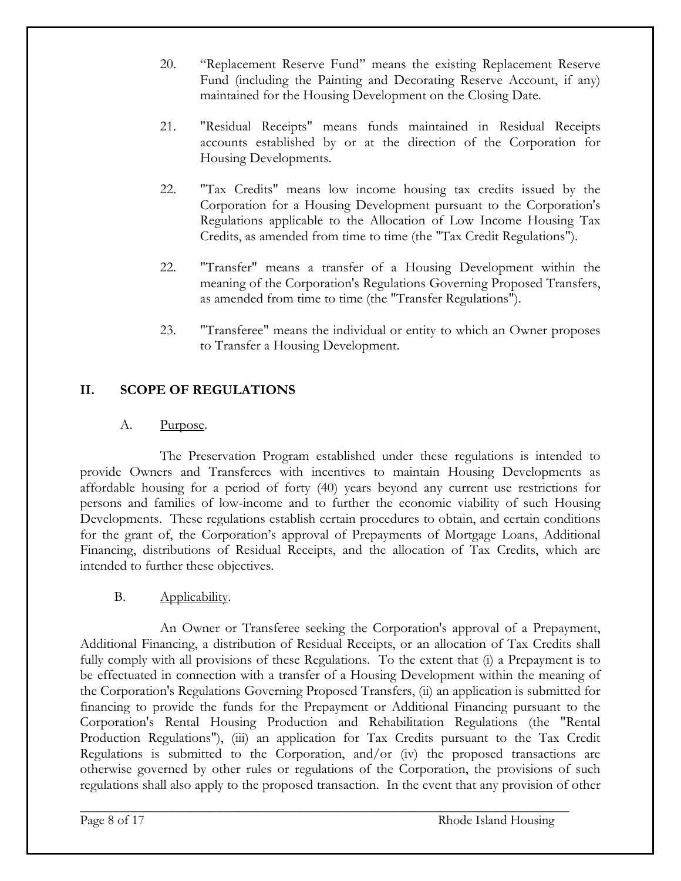20. “Replacement Reserve Fund” means the existing Replacement Reserve Fund (including the Painting and Decorating Reserve Account, if any) maintained for the Housing Development on the Closing Date.

21. "Residual Receipts" means funds maintained in Residual Receipts accounts established by or at the direction of the Corporation for Housing Developments.

22. "Tax Credits" means low income housing tax credits issued by the Corporation for a Housing Development pursuant to the Corporation's Regulations applicable to the Allocation of Low Income Housing Tax Credits, as amended from time to time (the "Tax Credit Regulations").

22. "Transfer" means a transfer of a Housing Development within the meaning of the Corporation's Regulations Governing Proposed Transfers, as amended from time to time (the "Transfer Regulations").

23. "Transferee" means the individual or entity to which an Owner proposes to Transfer a Housing Development.

## II. SCOPE OF REGULATIONS

### A. Purpose.

The Preservation Program established under these regulations is intended to provide Owners and Transferees with incentives to maintain Housing Developments as affordable housing for a period of forty (40) years beyond any current use restrictions for persons and families of low-income and to further the economic viability of such Housing Developments. These regulations establish certain procedures to obtain, and certain conditions for the grant of, the Corporation’s approval of Prepayments of Mortgage Loans, Additional Financing, distributions of Residual Receipts, and the allocation of Tax Credits, which are intended to further these objectives.

### B. Applicability.

An Owner or Transferee seeking the Corporation's approval of a Prepayment, Additional Financing, a distribution of Residual Receipts, or an allocation of Tax Credits shall fully comply with all provisions of these Regulations. To the extent that (i) a Prepayment is to be effectuated in connection with a transfer of a Housing Development within the meaning of the Corporation's Regulations Governing Proposed Transfers, (ii) an application is submitted for financing to provide the funds for the Prepayment or Additional Financing pursuant to the Corporation's Rental Housing Production and Rehabilitation Regulations (the "Rental Production Regulations"), (iii) an application for Tax Credits pursuant to the Tax Credit Regulations is submitted to the Corporation, and/or (iv) the proposed transactions are otherwise governed by other rules or regulations of the Corporation, the provisions of such regulations shall also apply to the proposed transaction. In the event that any provision of other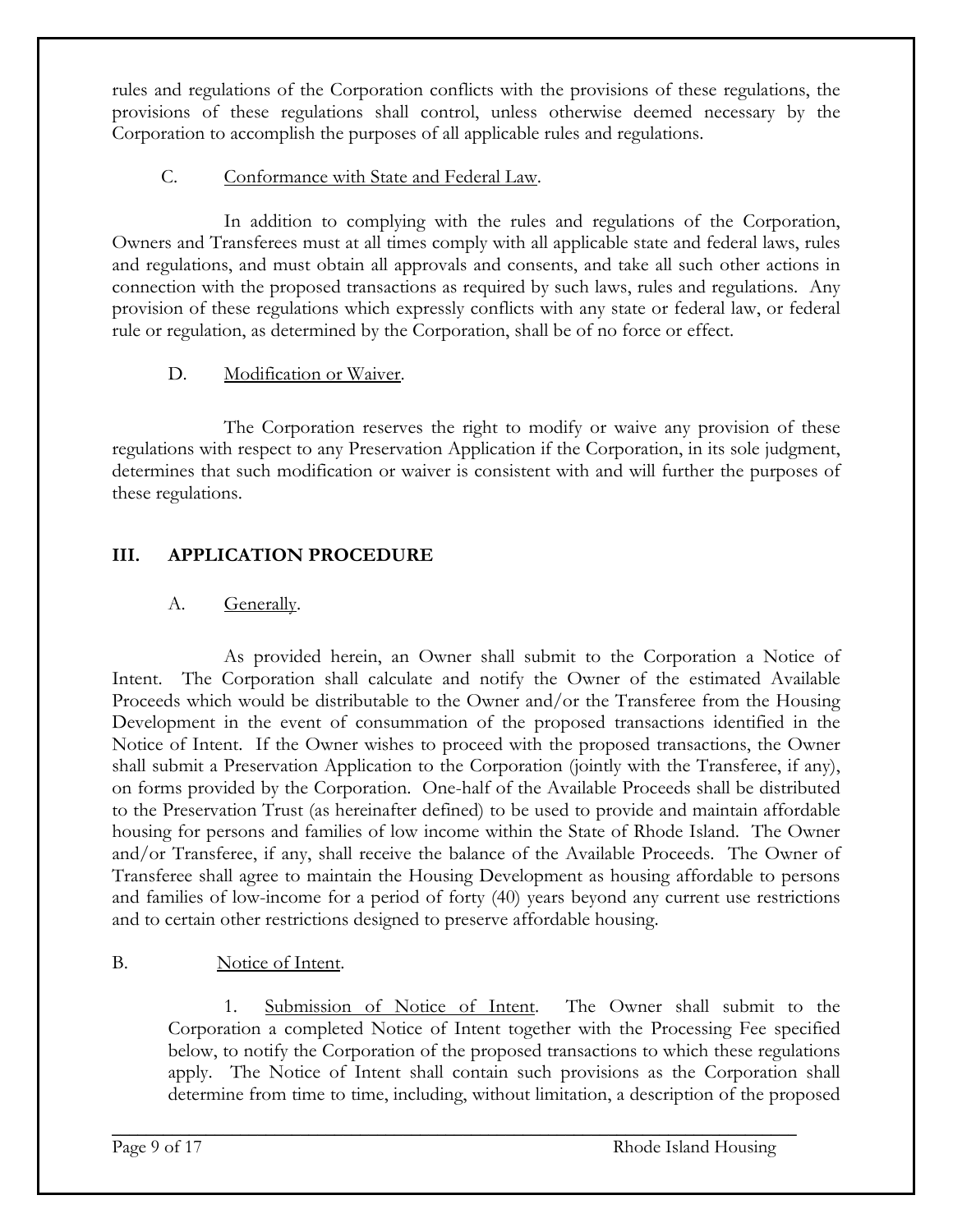rules and regulations of the Corporation conflicts with the provisions of these regulations, the provisions of these regulations shall control, unless otherwise deemed necessary by the Corporation to accomplish the purposes of all applicable rules and regulations.

C. Conformance with State and Federal Law.

In addition to complying with the rules and regulations of the Corporation, Owners and Transferees must at all times comply with all applicable state and federal laws, rules and regulations, and must obtain all approvals and consents, and take all such other actions in connection with the proposed transactions as required by such laws, rules and regulations. Any provision of these regulations which expressly conflicts with any state or federal law, or federal rule or regulation, as determined by the Corporation, shall be of no force or effect.

D. Modification or Waiver.

The Corporation reserves the right to modify or waive any provision of these regulations with respect to any Preservation Application if the Corporation, in its sole judgment, determines that such modification or waiver is consistent with and will further the purposes of these regulations.

## III. APPLICATION PROCEDURE

A. Generally.

As provided herein, an Owner shall submit to the Corporation a Notice of Intent. The Corporation shall calculate and notify the Owner of the estimated Available Proceeds which would be distributable to the Owner and/or the Transferee from the Housing Development in the event of consummation of the proposed transactions identified in the Notice of Intent. If the Owner wishes to proceed with the proposed transactions, the Owner shall submit a Preservation Application to the Corporation (jointly with the Transferee, if any), on forms provided by the Corporation. One-half of the Available Proceeds shall be distributed to the Preservation Trust (as hereinafter defined) to be used to provide and maintain affordable housing for persons and families of low income within the State of Rhode Island. The Owner and/or Transferee, if any, shall receive the balance of the Available Proceeds. The Owner of Transferee shall agree to maintain the Housing Development as housing affordable to persons and families of low-income for a period of forty (40) years beyond any current use restrictions and to certain other restrictions designed to preserve affordable housing.

B. Notice of Intent.

1. Submission of Notice of Intent. The Owner shall submit to the Corporation a completed Notice of Intent together with the Processing Fee specified below, to notify the Corporation of the proposed transactions to which these regulations apply. The Notice of Intent shall contain such provisions as the Corporation shall determine from time to time, including, without limitation, a description of the proposed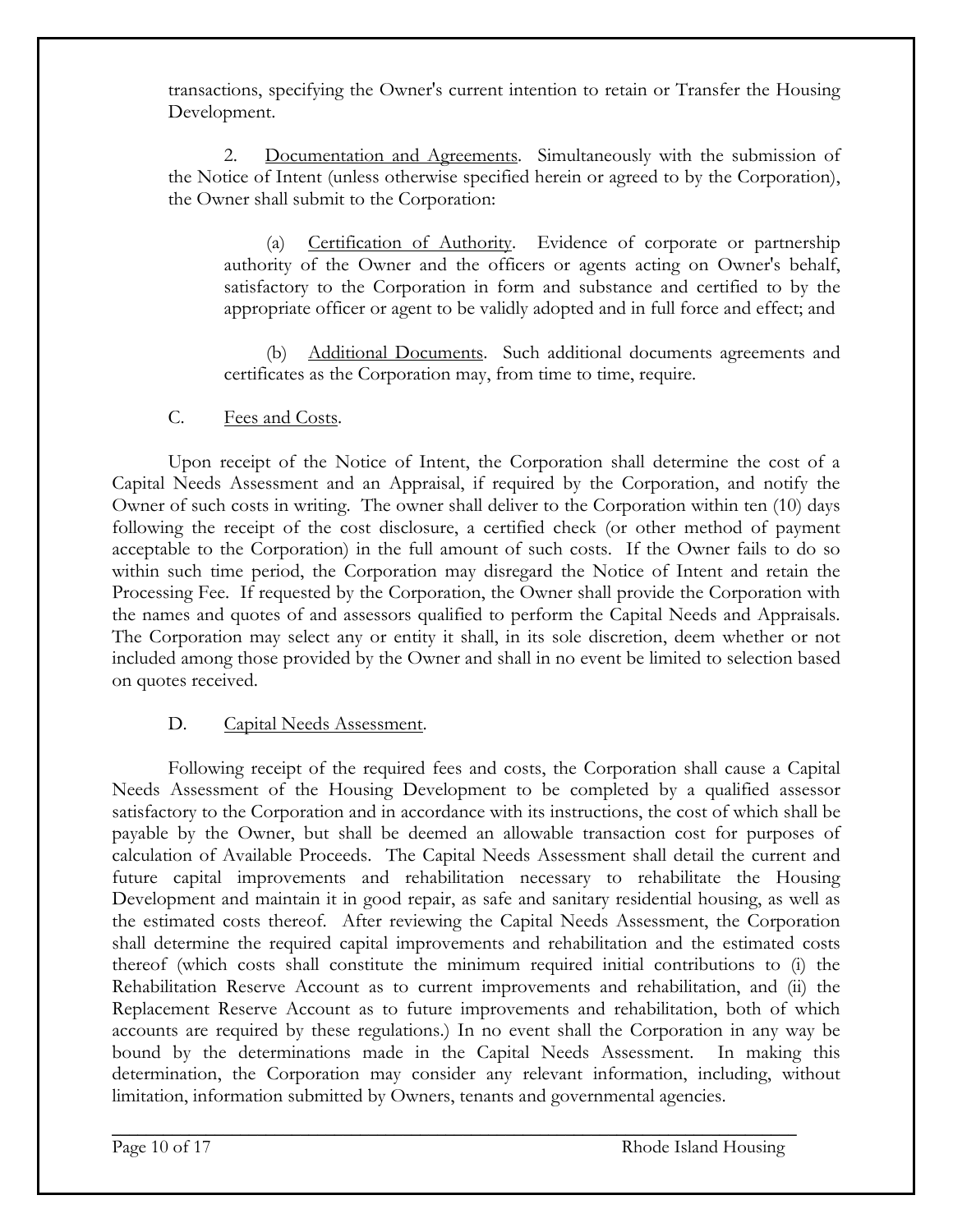transactions, specifying the Owner's current intention to retain or Transfer the Housing Development.

2. Documentation and Agreements. Simultaneously with the submission of the Notice of Intent (unless otherwise specified herein or agreed to by the Corporation), the Owner shall submit to the Corporation:

(a) Certification of Authority. Evidence of corporate or partnership authority of the Owner and the officers or agents acting on Owner's behalf, satisfactory to the Corporation in form and substance and certified to by the appropriate officer or agent to be validly adopted and in full force and effect; and

(b) Additional Documents. Such additional documents agreements and certificates as the Corporation may, from time to time, require.

C. Fees and Costs.

Upon receipt of the Notice of Intent, the Corporation shall determine the cost of a Capital Needs Assessment and an Appraisal, if required by the Corporation, and notify the Owner of such costs in writing. The owner shall deliver to the Corporation within ten (10) days following the receipt of the cost disclosure, a certified check (or other method of payment acceptable to the Corporation) in the full amount of such costs. If the Owner fails to do so within such time period, the Corporation may disregard the Notice of Intent and retain the Processing Fee. If requested by the Corporation, the Owner shall provide the Corporation with the names and quotes of and assessors qualified to perform the Capital Needs and Appraisals. The Corporation may select any or entity it shall, in its sole discretion, deem whether or not included among those provided by the Owner and shall in no event be limited to selection based on quotes received.

D. Capital Needs Assessment.

Following receipt of the required fees and costs, the Corporation shall cause a Capital Needs Assessment of the Housing Development to be completed by a qualified assessor satisfactory to the Corporation and in accordance with its instructions, the cost of which shall be payable by the Owner, but shall be deemed an allowable transaction cost for purposes of calculation of Available Proceeds. The Capital Needs Assessment shall detail the current and future capital improvements and rehabilitation necessary to rehabilitate the Housing Development and maintain it in good repair, as safe and sanitary residential housing, as well as the estimated costs thereof. After reviewing the Capital Needs Assessment, the Corporation shall determine the required capital improvements and rehabilitation and the estimated costs thereof (which costs shall constitute the minimum required initial contributions to (i) the Rehabilitation Reserve Account as to current improvements and rehabilitation, and (ii) the Replacement Reserve Account as to future improvements and rehabilitation, both of which accounts are required by these regulations.) In no event shall the Corporation in any way be bound by the determinations made in the Capital Needs Assessment. In making this determination, the Corporation may consider any relevant information, including, without limitation, information submitted by Owners, tenants and governmental agencies.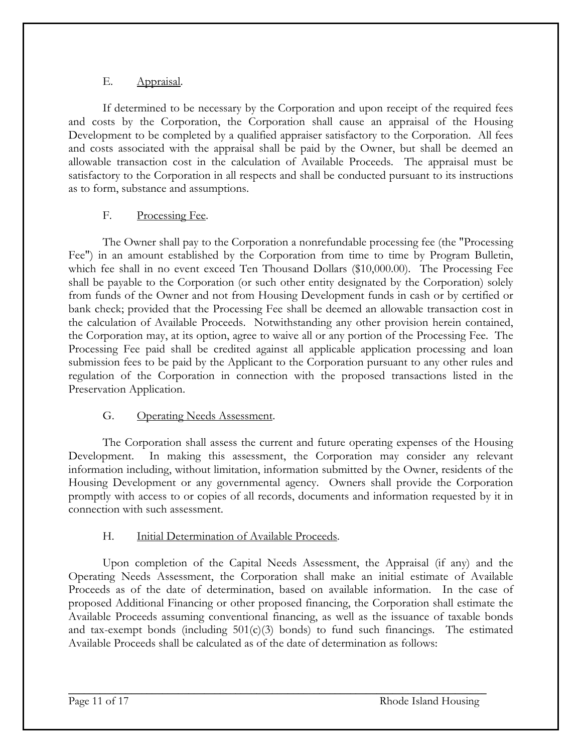E. Appraisal.

If determined to be necessary by the Corporation and upon receipt of the required fees and costs by the Corporation, the Corporation shall cause an appraisal of the Housing Development to be completed by a qualified appraiser satisfactory to the Corporation. All fees and costs associated with the appraisal shall be paid by the Owner, but shall be deemed an allowable transaction cost in the calculation of Available Proceeds. The appraisal must be satisfactory to the Corporation in all respects and shall be conducted pursuant to its instructions as to form, substance and assumptions.

F. Processing Fee.

The Owner shall pay to the Corporation a nonrefundable processing fee (the "Processing Fee") in an amount established by the Corporation from time to time by Program Bulletin, which fee shall in no event exceed Ten Thousand Dollars ($10,000.00). The Processing Fee shall be payable to the Corporation (or such other entity designated by the Corporation) solely from funds of the Owner and not from Housing Development funds in cash or by certified or bank check; provided that the Processing Fee shall be deemed an allowable transaction cost in the calculation of Available Proceeds. Notwithstanding any other provision herein contained, the Corporation may, at its option, agree to waive all or any portion of the Processing Fee. The Processing Fee paid shall be credited against all applicable application processing and loan submission fees to be paid by the Applicant to the Corporation pursuant to any other rules and regulation of the Corporation in connection with the proposed transactions listed in the Preservation Application.

G. Operating Needs Assessment.

The Corporation shall assess the current and future operating expenses of the Housing Development. In making this assessment, the Corporation may consider any relevant information including, without limitation, information submitted by the Owner, residents of the Housing Development or any governmental agency. Owners shall provide the Corporation promptly with access to or copies of all records, documents and information requested by it in connection with such assessment.

H. Initial Determination of Available Proceeds.

Upon completion of the Capital Needs Assessment, the Appraisal (if any) and the Operating Needs Assessment, the Corporation shall make an initial estimate of Available Proceeds as of the date of determination, based on available information. In the case of proposed Additional Financing or other proposed financing, the Corporation shall estimate the Available Proceeds assuming conventional financing, as well as the issuance of taxable bonds and tax-exempt bonds (including 501(c)(3) bonds) to fund such financings. The estimated Available Proceeds shall be calculated as of the date of determination as follows: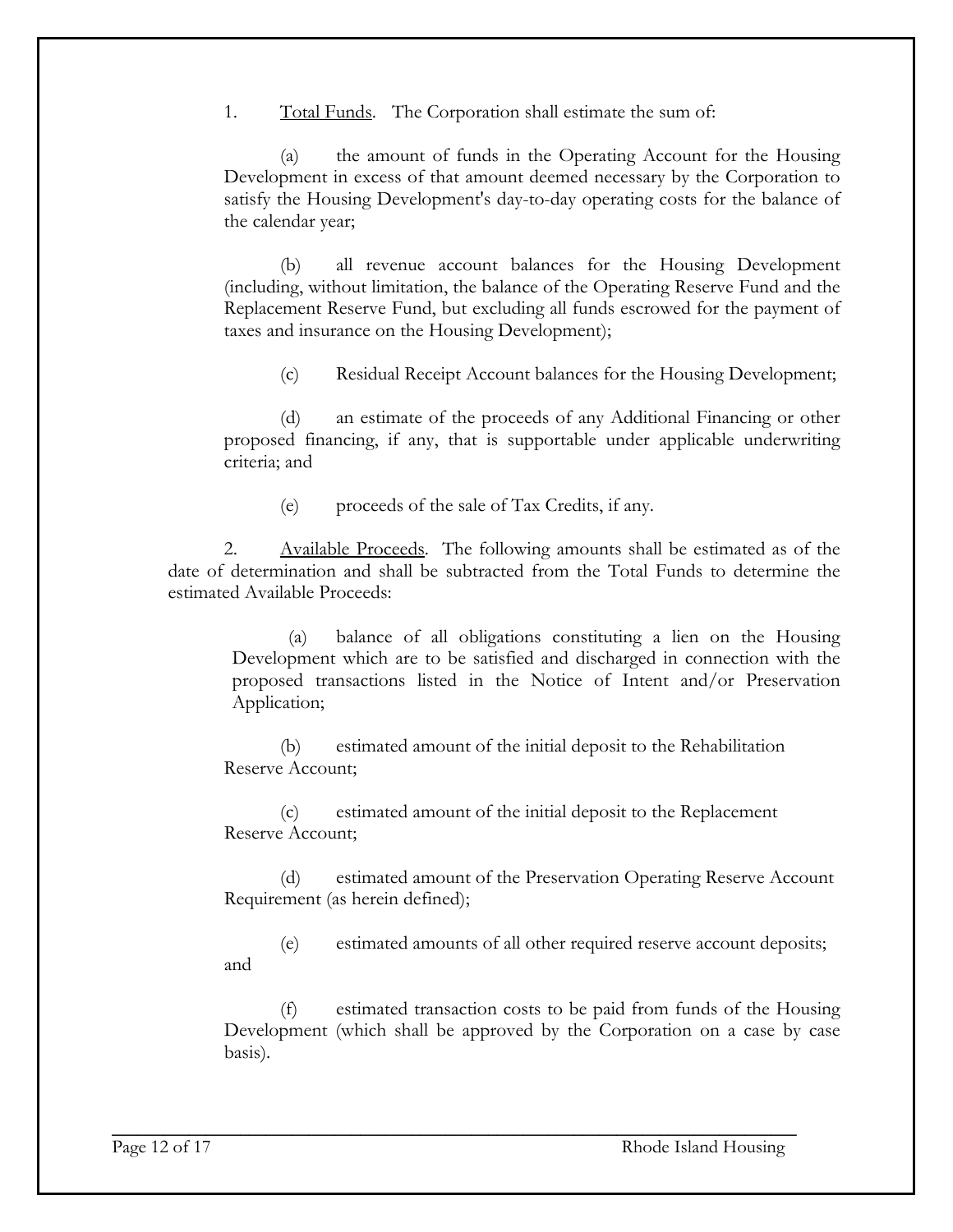1. Total Funds. The Corporation shall estimate the sum of:

(a) the amount of funds in the Operating Account for the Housing Development in excess of that amount deemed necessary by the Corporation to satisfy the Housing Development's day-to-day operating costs for the balance of the calendar year;

(b) all revenue account balances for the Housing Development (including, without limitation, the balance of the Operating Reserve Fund and the Replacement Reserve Fund, but excluding all funds escrowed for the payment of taxes and insurance on the Housing Development);

(c) Residual Receipt Account balances for the Housing Development;

(d) an estimate of the proceeds of any Additional Financing or other proposed financing, if any, that is supportable under applicable underwriting criteria; and

(e) proceeds of the sale of Tax Credits, if any.

2. Available Proceeds. The following amounts shall be estimated as of the date of determination and shall be subtracted from the Total Funds to determine the estimated Available Proceeds:

(a) balance of all obligations constituting a lien on the Housing Development which are to be satisfied and discharged in connection with the proposed transactions listed in the Notice of Intent and/or Preservation Application;

(b) estimated amount of the initial deposit to the Rehabilitation Reserve Account;

(c) estimated amount of the initial deposit to the Replacement Reserve Account;

(d) estimated amount of the Preservation Operating Reserve Account Requirement (as herein defined);

(e) estimated amounts of all other required reserve account deposits; and

(f) estimated transaction costs to be paid from funds of the Housing Development (which shall be approved by the Corporation on a case by case basis).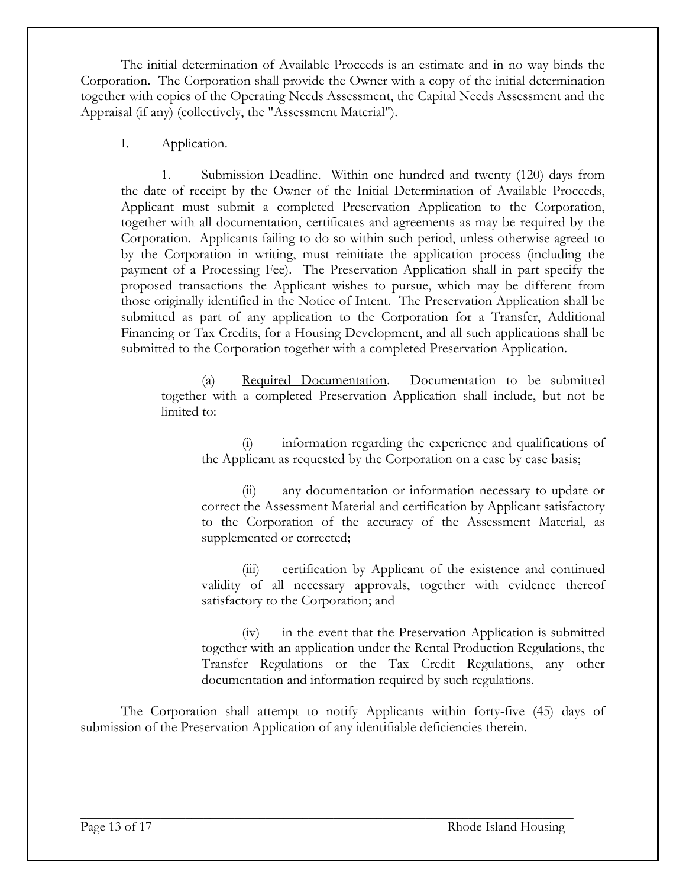The initial determination of Available Proceeds is an estimate and in no way binds the Corporation. The Corporation shall provide the Owner with a copy of the initial determination together with copies of the Operating Needs Assessment, the Capital Needs Assessment and the Appraisal (if any) (collectively, the "Assessment Material").

I. Application.

1. Submission Deadline. Within one hundred and twenty (120) days from the date of receipt by the Owner of the Initial Determination of Available Proceeds, Applicant must submit a completed Preservation Application to the Corporation, together with all documentation, certificates and agreements as may be required by the Corporation. Applicants failing to do so within such period, unless otherwise agreed to by the Corporation in writing, must reinitiate the application process (including the payment of a Processing Fee). The Preservation Application shall in part specify the proposed transactions the Applicant wishes to pursue, which may be different from those originally identified in the Notice of Intent. The Preservation Application shall be submitted as part of any application to the Corporation for a Transfer, Additional Financing or Tax Credits, for a Housing Development, and all such applications shall be submitted to the Corporation together with a completed Preservation Application.

(a) Required Documentation. Documentation to be submitted together with a completed Preservation Application shall include, but not be limited to:

(i) information regarding the experience and qualifications of the Applicant as requested by the Corporation on a case by case basis;

(ii) any documentation or information necessary to update or correct the Assessment Material and certification by Applicant satisfactory to the Corporation of the accuracy of the Assessment Material, as supplemented or corrected;

(iii) certification by Applicant of the existence and continued validity of all necessary approvals, together with evidence thereof satisfactory to the Corporation; and

(iv) in the event that the Preservation Application is submitted together with an application under the Rental Production Regulations, the Transfer Regulations or the Tax Credit Regulations, any other documentation and information required by such regulations.

The Corporation shall attempt to notify Applicants within forty-five (45) days of submission of the Preservation Application of any identifiable deficiencies therein.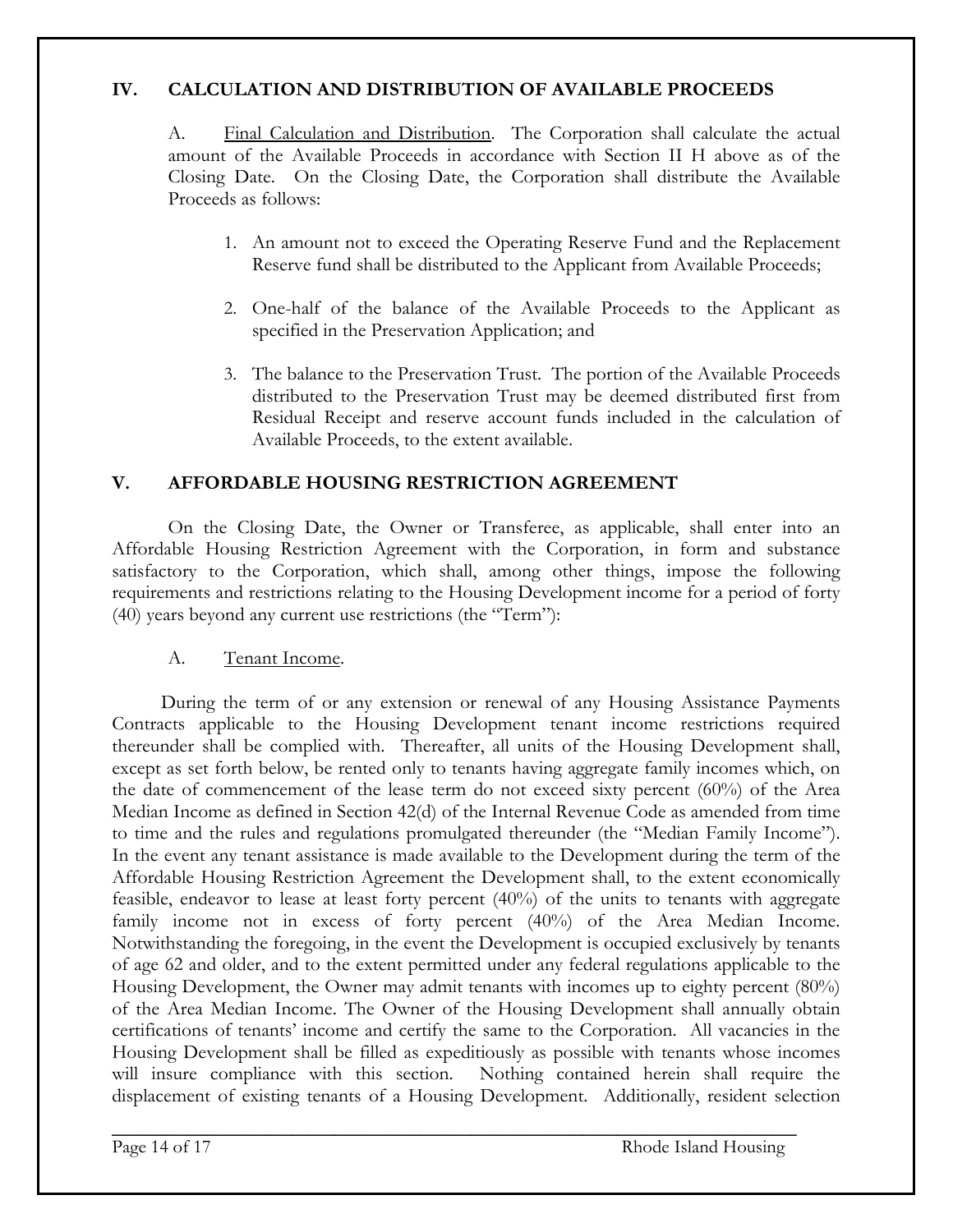## IV. CALCULATION AND DISTRIBUTION OF AVAILABLE PROCEEDS

A. Final Calculation and Distribution. The Corporation shall calculate the actual amount of the Available Proceeds in accordance with Section II H above as of the Closing Date. On the Closing Date, the Corporation shall distribute the Available Proceeds as follows:

1. An amount not to exceed the Operating Reserve Fund and the Replacement Reserve fund shall be distributed to the Applicant from Available Proceeds;

2. One-half of the balance of the Available Proceeds to the Applicant as specified in the Preservation Application; and

3. The balance to the Preservation Trust. The portion of the Available Proceeds distributed to the Preservation Trust may be deemed distributed first from Residual Receipt and reserve account funds included in the calculation of Available Proceeds, to the extent available.

## V. AFFORDABLE HOUSING RESTRICTION AGREEMENT

On the Closing Date, the Owner or Transferee, as applicable, shall enter into an Affordable Housing Restriction Agreement with the Corporation, in form and substance satisfactory to the Corporation, which shall, among other things, impose the following requirements and restrictions relating to the Housing Development income for a period of forty (40) years beyond any current use restrictions (the "Term"):

A. Tenant Income.

During the term of or any extension or renewal of any Housing Assistance Payments Contracts applicable to the Housing Development tenant income restrictions required thereunder shall be complied with. Thereafter, all units of the Housing Development shall, except as set forth below, be rented only to tenants having aggregate family incomes which, on the date of commencement of the lease term do not exceed sixty percent (60%) of the Area Median Income as defined in Section 42(d) of the Internal Revenue Code as amended from time to time and the rules and regulations promulgated thereunder (the "Median Family Income"). In the event any tenant assistance is made available to the Development during the term of the Affordable Housing Restriction Agreement the Development shall, to the extent economically feasible, endeavor to lease at least forty percent (40%) of the units to tenants with aggregate family income not in excess of forty percent (40%) of the Area Median Income. Notwithstanding the foregoing, in the event the Development is occupied exclusively by tenants of age 62 and older, and to the extent permitted under any federal regulations applicable to the Housing Development, the Owner may admit tenants with incomes up to eighty percent (80%) of the Area Median Income. The Owner of the Housing Development shall annually obtain certifications of tenants' income and certify the same to the Corporation. All vacancies in the Housing Development shall be filled as expeditiously as possible with tenants whose incomes will insure compliance with this section. Nothing contained herein shall require the displacement of existing tenants of a Housing Development. Additionally, resident selection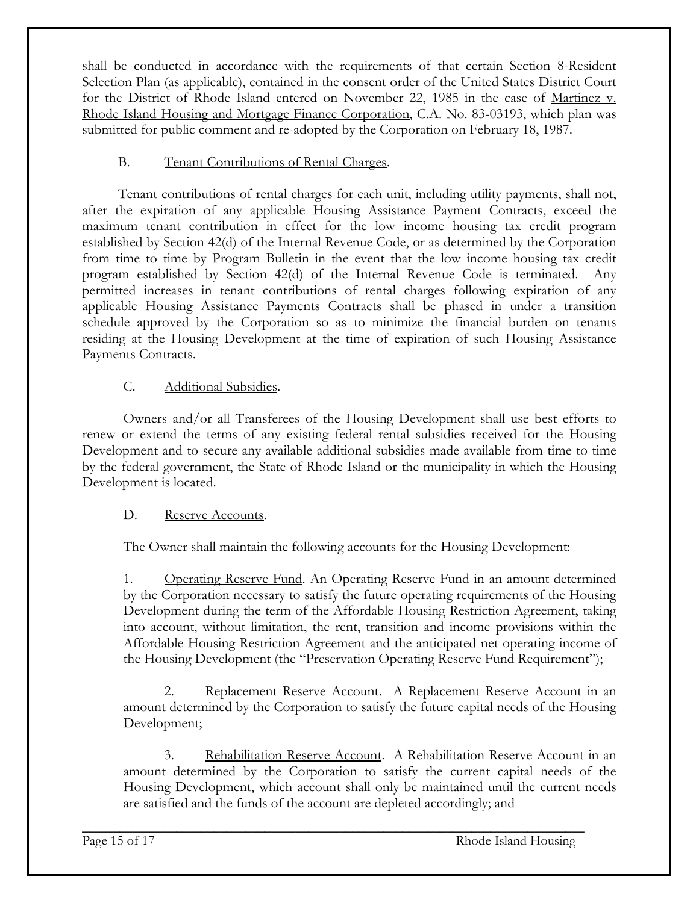shall be conducted in accordance with the requirements of that certain Section 8-Resident Selection Plan (as applicable), contained in the consent order of the United States District Court for the District of Rhode Island entered on November 22, 1985 in the case of Martinez v. Rhode Island Housing and Mortgage Finance Corporation, C.A. No. 83-03193, which plan was submitted for public comment and re-adopted by the Corporation on February 18, 1987.

B. Tenant Contributions of Rental Charges.

Tenant contributions of rental charges for each unit, including utility payments, shall not, after the expiration of any applicable Housing Assistance Payment Contracts, exceed the maximum tenant contribution in effect for the low income housing tax credit program established by Section 42(d) of the Internal Revenue Code, or as determined by the Corporation from time to time by Program Bulletin in the event that the low income housing tax credit program established by Section 42(d) of the Internal Revenue Code is terminated. Any permitted increases in tenant contributions of rental charges following expiration of any applicable Housing Assistance Payments Contracts shall be phased in under a transition schedule approved by the Corporation so as to minimize the financial burden on tenants residing at the Housing Development at the time of expiration of such Housing Assistance Payments Contracts.

C. Additional Subsidies.

Owners and/or all Transferees of the Housing Development shall use best efforts to renew or extend the terms of any existing federal rental subsidies received for the Housing Development and to secure any available additional subsidies made available from time to time by the federal government, the State of Rhode Island or the municipality in which the Housing Development is located.

D. Reserve Accounts.

The Owner shall maintain the following accounts for the Housing Development:

1. Operating Reserve Fund. An Operating Reserve Fund in an amount determined by the Corporation necessary to satisfy the future operating requirements of the Housing Development during the term of the Affordable Housing Restriction Agreement, taking into account, without limitation, the rent, transition and income provisions within the Affordable Housing Restriction Agreement and the anticipated net operating income of the Housing Development (the "Preservation Operating Reserve Fund Requirement");

2. Replacement Reserve Account. A Replacement Reserve Account in an amount determined by the Corporation to satisfy the future capital needs of the Housing Development;

3. Rehabilitation Reserve Account. A Rehabilitation Reserve Account in an amount determined by the Corporation to satisfy the current capital needs of the Housing Development, which account shall only be maintained until the current needs are satisfied and the funds of the account are depleted accordingly; and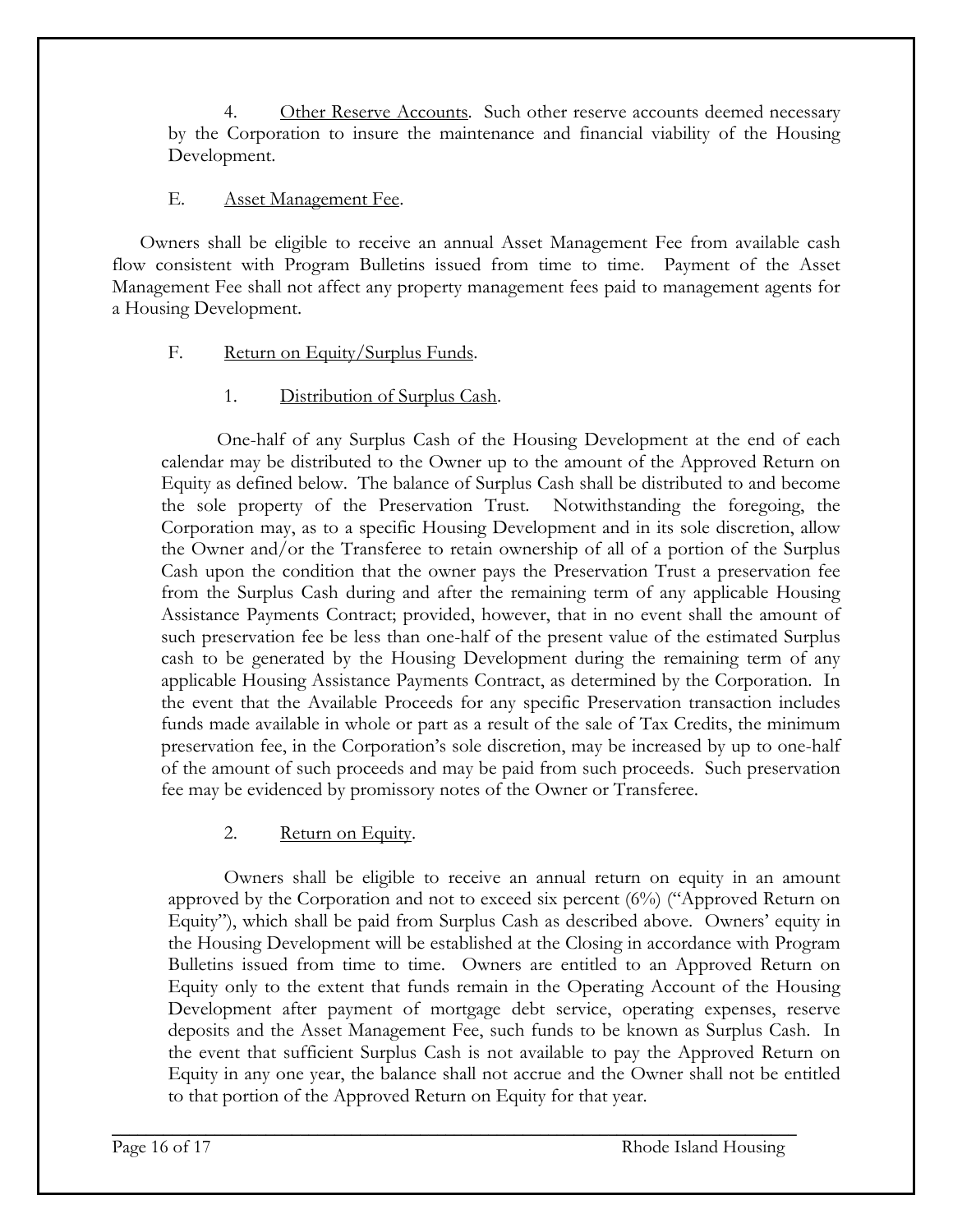4. Other Reserve Accounts. Such other reserve accounts deemed necessary by the Corporation to insure the maintenance and financial viability of the Housing Development.

E. Asset Management Fee.

Owners shall be eligible to receive an annual Asset Management Fee from available cash flow consistent with Program Bulletins issued from time to time. Payment of the Asset Management Fee shall not affect any property management fees paid to management agents for a Housing Development.

F. Return on Equity/Surplus Funds.

1. Distribution of Surplus Cash.

One-half of any Surplus Cash of the Housing Development at the end of each calendar may be distributed to the Owner up to the amount of the Approved Return on Equity as defined below. The balance of Surplus Cash shall be distributed to and become the sole property of the Preservation Trust. Notwithstanding the foregoing, the Corporation may, as to a specific Housing Development and in its sole discretion, allow the Owner and/or the Transferee to retain ownership of all of a portion of the Surplus Cash upon the condition that the owner pays the Preservation Trust a preservation fee from the Surplus Cash during and after the remaining term of any applicable Housing Assistance Payments Contract; provided, however, that in no event shall the amount of such preservation fee be less than one-half of the present value of the estimated Surplus cash to be generated by the Housing Development during the remaining term of any applicable Housing Assistance Payments Contract, as determined by the Corporation. In the event that the Available Proceeds for any specific Preservation transaction includes funds made available in whole or part as a result of the sale of Tax Credits, the minimum preservation fee, in the Corporation's sole discretion, may be increased by up to one-half of the amount of such proceeds and may be paid from such proceeds. Such preservation fee may be evidenced by promissory notes of the Owner or Transferee.

2. Return on Equity.

Owners shall be eligible to receive an annual return on equity in an amount approved by the Corporation and not to exceed six percent (6%) ("Approved Return on Equity"), which shall be paid from Surplus Cash as described above. Owners' equity in the Housing Development will be established at the Closing in accordance with Program Bulletins issued from time to time. Owners are entitled to an Approved Return on Equity only to the extent that funds remain in the Operating Account of the Housing Development after payment of mortgage debt service, operating expenses, reserve deposits and the Asset Management Fee, such funds to be known as Surplus Cash. In the event that sufficient Surplus Cash is not available to pay the Approved Return on Equity in any one year, the balance shall not accrue and the Owner shall not be entitled to that portion of the Approved Return on Equity for that year.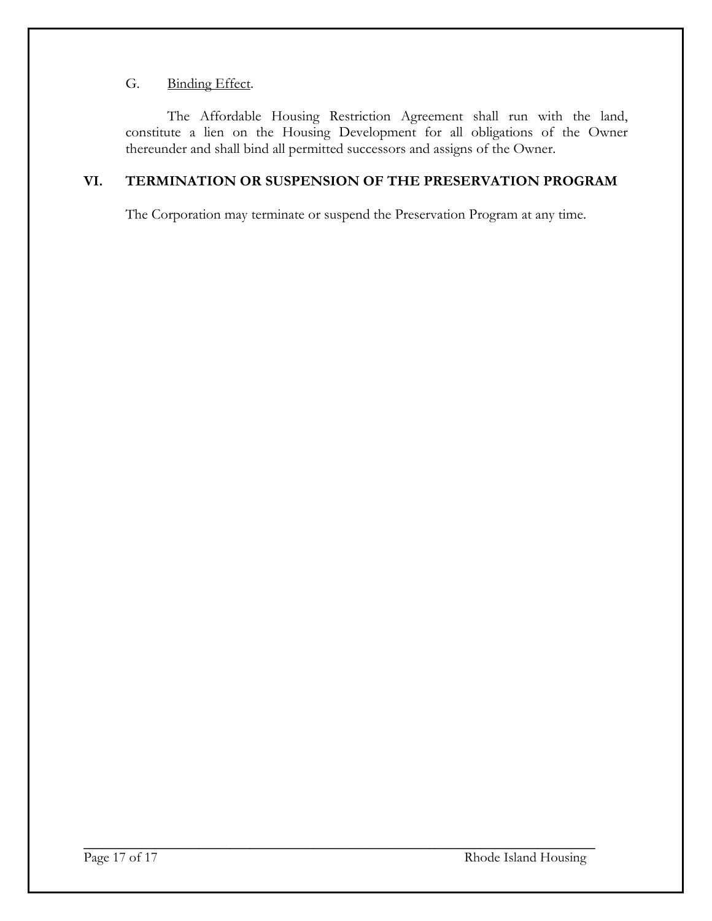G. Binding Effect.

The Affordable Housing Restriction Agreement shall run with the land, constitute a lien on the Housing Development for all obligations of the Owner thereunder and shall bind all permitted successors and assigns of the Owner.

## VI. TERMINATION OR SUSPENSION OF THE PRESERVATION PROGRAM

The Corporation may terminate or suspend the Preservation Program at any time.